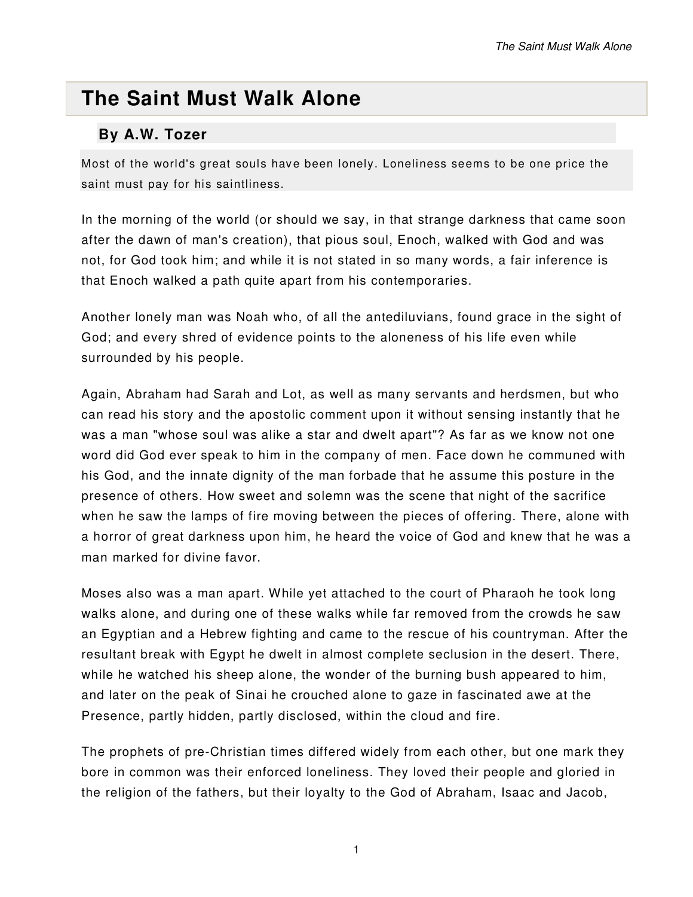# The Saint Must Walk Alone

## By A.W. Tozer

Most of the world's great souls have been lonely. Loneliness seems to be one price the saint must pay for his saintliness.

In the morning of the world (or should we say, in that strange darkness that came soon after the dawn of man's creation), that pious soul, Enoch, walked with God and was not, for God took him; and while it is not stated in so many words, a fair inference is that Enoch walked a path quite apart from his contemporaries.

Another lonely man was Noah who, of all the antediluvians, found grace in the sight of God; and every shred of evidence points to the aloneness of his life even while surrounded by his people.

Again, Abraham had Sarah and Lot, as well as many servants and herdsmen, but who can read his story and the apostolic comment upon it without sensing instantly that he was a man "whose soul was alike a star and dwelt apart"? As far as we know not one word did God ever speak to him in the company of men. Face down he communed with his God, and the innate dignity of the man forbade that he assume this posture in the presence of others. How sweet and solemn was the scene that night of the sacrifice when he saw the lamps of fire moving between the pieces of offering. There, alone with a horror of great darkness upon him, he heard the voice of God and knew that he was a man marked for divine favor.

Moses also was a man apart. While yet attached to the court of Pharaoh he took long walks alone, and during one of these walks while far removed from the crowds he saw an Egyptian and a Hebrew fighting and came to the rescue of his countryman. After the resultant break with Egypt he dwelt in almost complete seclusion in the desert. There, while he watched his sheep alone, the wonder of the burning bush appeared to him, and later on the peak of Sinai he crouched alone to gaze in fascinated awe at the Presence, partly hidden, partly disclosed, within the cloud and fire.

The prophets of pre-Christian times differed widely from each other, but one mark they bore in common was their enforced loneliness. They loved their people and gloried in the religion of the fathers, but their loyalty to the God of Abraham, Isaac and Jacob,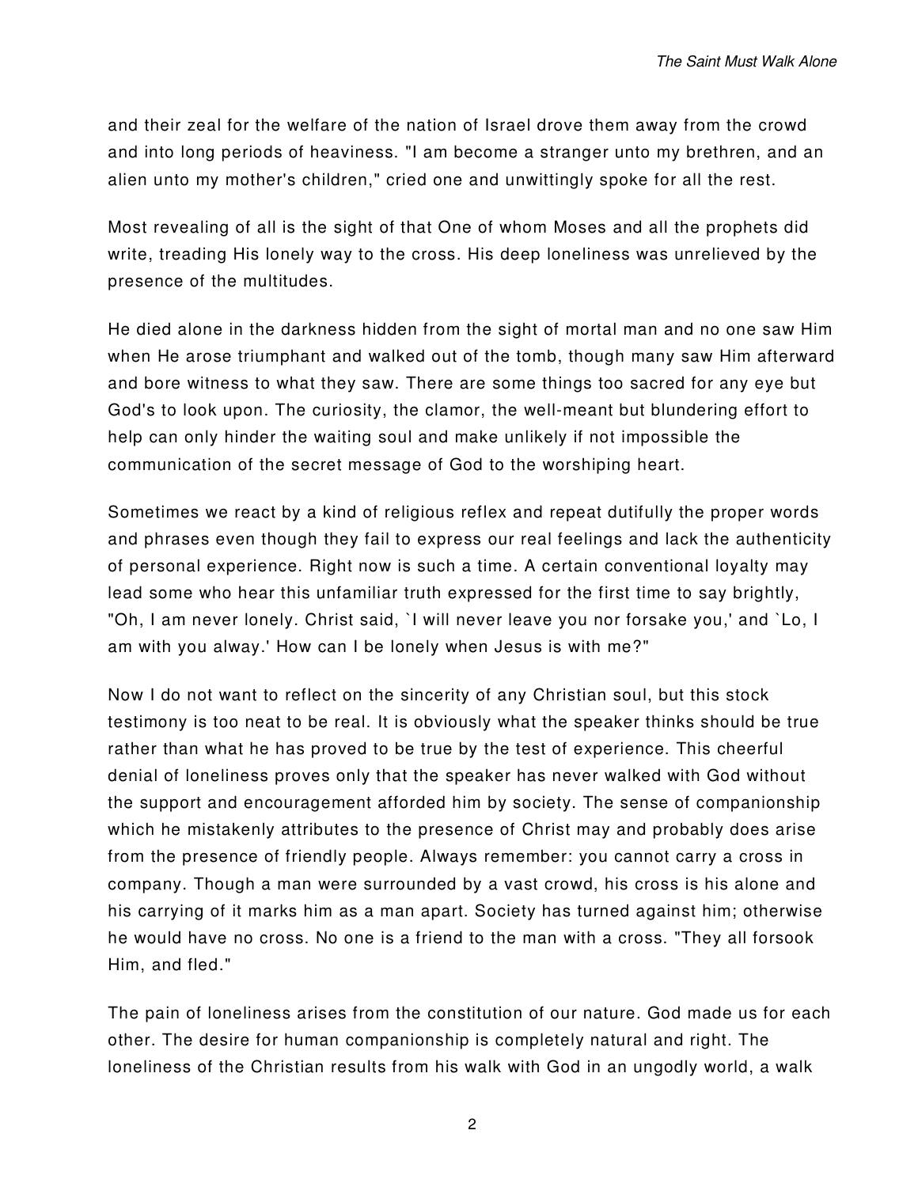and their zeal for the welfare of the nation of Israel drove them away from the crowd and into long periods of heaviness. "I am become a stranger unto my brethren, and an alien unto my mother's children," cried one and unwittingly spoke for all the rest.

Most revealing of all is the sight of that One of whom Moses and all the prophets did write, treading His lonely way to the cross. His deep loneliness was unrelieved by the presence of the multitudes.

He died alone in the darkness hidden from the sight of mortal man and no one saw Him when He arose triumphant and walked out of the tomb, though many saw Him afterward and bore witness to what they saw. There are some things too sacred for any eye but God's to look upon. The curiosity, the clamor, the well-meant but blundering effort to help can only hinder the waiting soul and make unlikely if not impossible the communication of the secret message of God to the worshiping heart.

Sometimes we react by a kind of religious reflex and repeat dutifully the proper words and phrases even though they fail to express our real feelings and lack the authenticity of personal experience. Right now is such a time. A certain conventional loyalty may lead some who hear this unfamiliar truth expressed for the first time to say brightly, "Oh, I am never lonely. Christ said, `I will never leave you nor forsake you,' and `Lo, I am with you alway.' How can I be lonely when Jesus is with me?"

Now I do not want to reflect on the sincerity of any Christian soul, but this stock testimony is too neat to be real. It is obviously what the speaker thinks should be true rather than what he has proved to be true by the test of experience. This cheerful denial of loneliness proves only that the speaker has never walked with God without the support and encouragement afforded him by society. The sense of companionship which he mistakenly attributes to the presence of Christ may and probably does arise from the presence of friendly people. Always remember: you cannot carry a cross in company. Though a man were surrounded by a vast crowd, his cross is his alone and his carrying of it marks him as a man apart. Society has turned against him; otherwise he would have no cross. No one is a friend to the man with a cross. "They all forsook Him, and fled."

The pain of loneliness arises from the constitution of our nature. God made us for each other. The desire for human companionship is completely natural and right. The loneliness of the Christian results from his walk with God in an ungodly world, a walk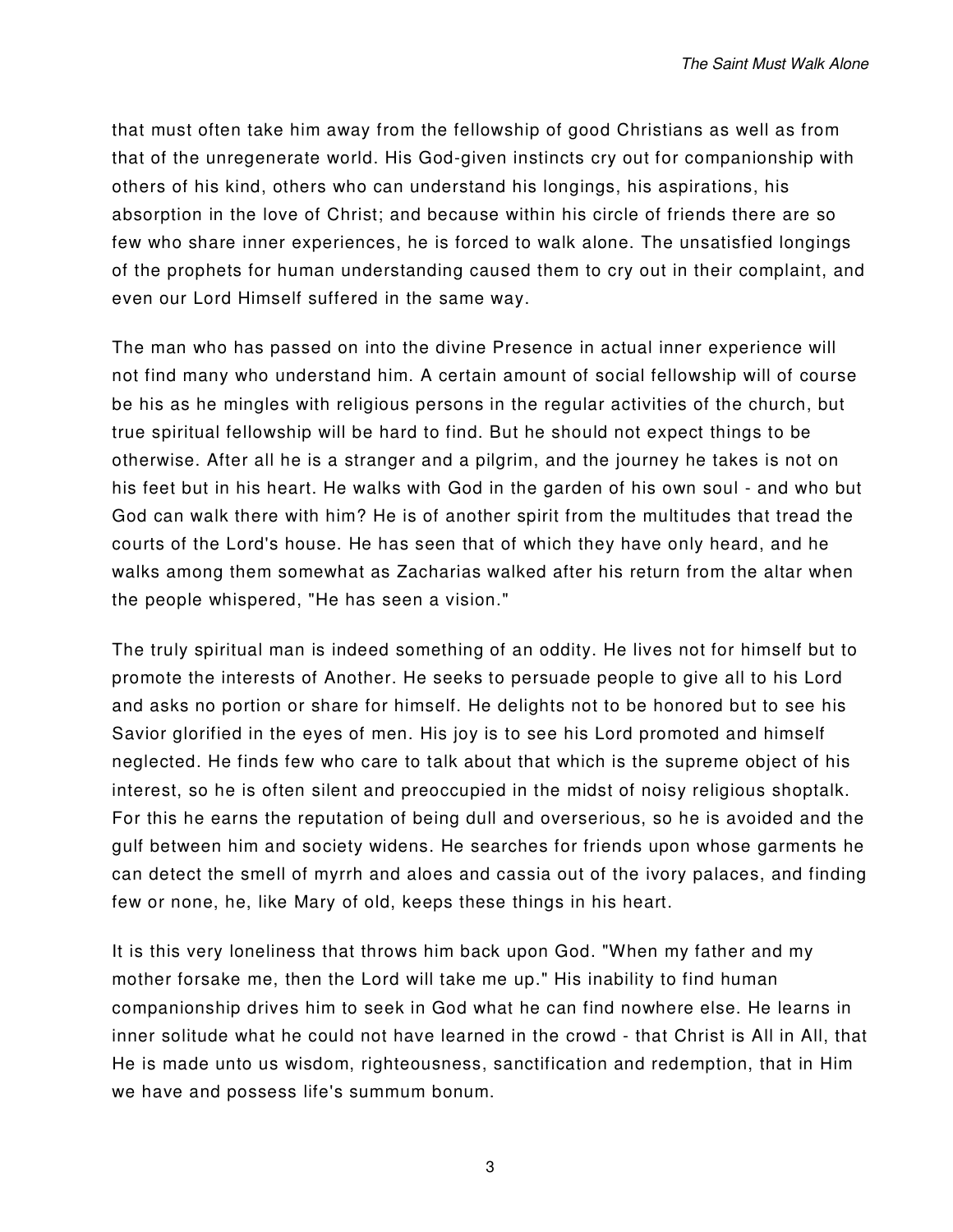that must often take him away from the fellowship of good Christians as well as from that of the unregenerate world. His God-given instincts cry out for companionship with others of his kind, others who can understand his longings, his aspirations, his absorption in the love of Christ; and because within his circle of friends there are so few who share inner experiences, he is forced to walk alone. The unsatisfied longings of the prophets for human understanding caused them to cry out in their complaint, and even our Lord Himself suffered in the same way.

The man who has passed on into the divine Presence in actual inner experience will not find many who understand him. A certain amount of social fellowship will of course be his as he mingles with religious persons in the regular activities of the church, but true spiritual fellowship will be hard to find. But he should not expect things to be otherwise. After all he is a stranger and a pilgrim, and the journey he takes is not on his feet but in his heart. He walks with God in the garden of his own soul - and who but God can walk there with him? He is of another spirit from the multitudes that tread the courts of the Lord's house. He has seen that of which they have only heard, and he walks among them somewhat as Zacharias walked after his return from the altar when the people whispered, "He has seen a vision."

The truly spiritual man is indeed something of an oddity. He lives not for himself but to promote the interests of Another. He seeks to persuade people to give all to his Lord and asks no portion or share for himself. He delights not to be honored but to see his Savior glorified in the eyes of men. His joy is to see his Lord promoted and himself neglected. He finds few who care to talk about that which is the supreme object of his interest, so he is often silent and preoccupied in the midst of noisy religious shoptalk. For this he earns the reputation of being dull and overserious, so he is avoided and the gulf between him and society widens. He searches for friends upon whose garments he can detect the smell of myrrh and aloes and cassia out of the ivory palaces, and finding few or none, he, like Mary of old, keeps these things in his heart.

It is this very loneliness that throws him back upon God. "When my father and my mother forsake me, then the Lord will take me up." His inability to find human companionship drives him to seek in God what he can find nowhere else. He learns in inner solitude what he could not have learned in the crowd - that Christ is All in All, that He is made unto us wisdom, righteousness, sanctification and redemption, that in Him we have and possess life's summum bonum.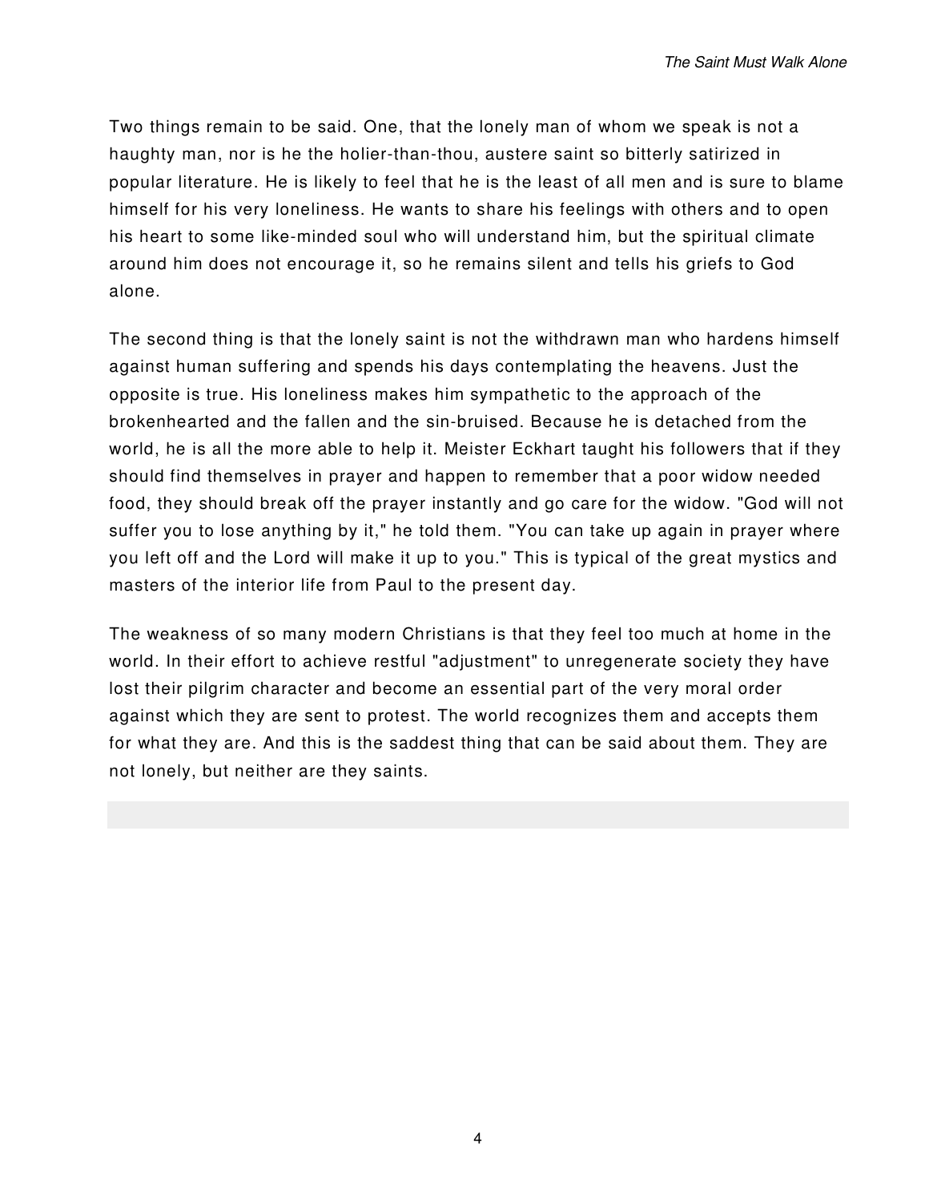Two things remain to be said. One, that the lonely man of whom we speak is not a haughty man, nor is he the holier-than-thou, austere saint so bitterly satirized in popular literature. He is likely to feel that he is the least of all men and is sure to blame himself for his very loneliness. He wants to share his feelings with others and to open his heart to some like-minded soul who will understand him, but the spiritual climate around him does not encourage it, so he remains silent and tells his griefs to God alone.

The second thing is that the lonely saint is not the withdrawn man who hardens himself against human suffering and spends his days contemplating the heavens. Just the opposite is true. His loneliness makes him sympathetic to the approach of the brokenhearted and the fallen and the sin-bruised. Because he is detached from the world, he is all the more able to help it. Meister Eckhart taught his followers that if they should find themselves in prayer and happen to remember that a poor widow needed food, they should break off the prayer instantly and go care for the widow. "God will not suffer you to lose anything by it," he told them. "You can take up again in prayer where you left off and the Lord will make it up to you." This is typical of the great mystics and masters of the interior life from Paul to the present day.

The weakness of so many modern Christians is that they feel too much at home in the world. In their effort to achieve restful "adjustment" to unregenerate society they have lost their pilgrim character and become an essential part of the very moral order against which they are sent to protest. The world recognizes them and accepts them for what they are. And this is the saddest thing that can be said about them. They are not lonely, but neither are they saints.